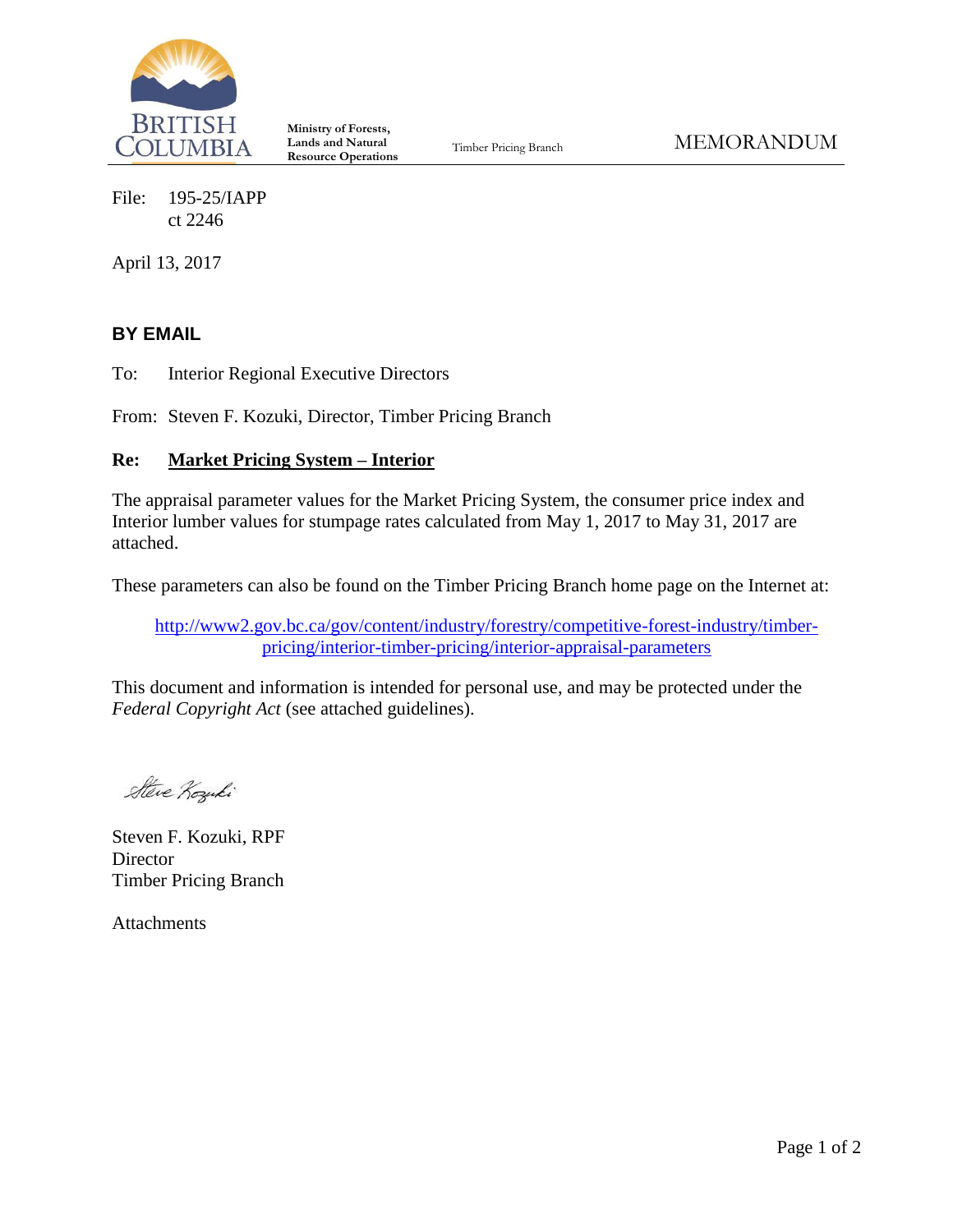BRITISH COLUMBIA

Ministry of Forests, Lands and Natural Resource Operations

Timber Pricing Branch

MEMORANDUM

File: 195-25/IAPP
ct 2246

April 13, 2017

**BY EMAIL**

To: Interior Regional Executive Directors

From: Steven F. Kozuki, Director, Timber Pricing Branch

**Re: Market Pricing System – Interior**

The appraisal parameter values for the Market Pricing System, the consumer price index and Interior lumber values for stumpage rates calculated from May 1, 2017 to May 31, 2017 are attached.

These parameters can also be found on the Timber Pricing Branch home page on the Internet at:

http://www2.gov.bc.ca/gov/content/industry/forestry/competitive-forest-industry/timber-pricing/interior-timber-pricing/interior-appraisal-parameters

This document and information is intended for personal use, and may be protected under the *Federal Copyright Act* (see attached guidelines).

Steve Kozuki

Steven F. Kozuki, RPF
Director
Timber Pricing Branch

Attachments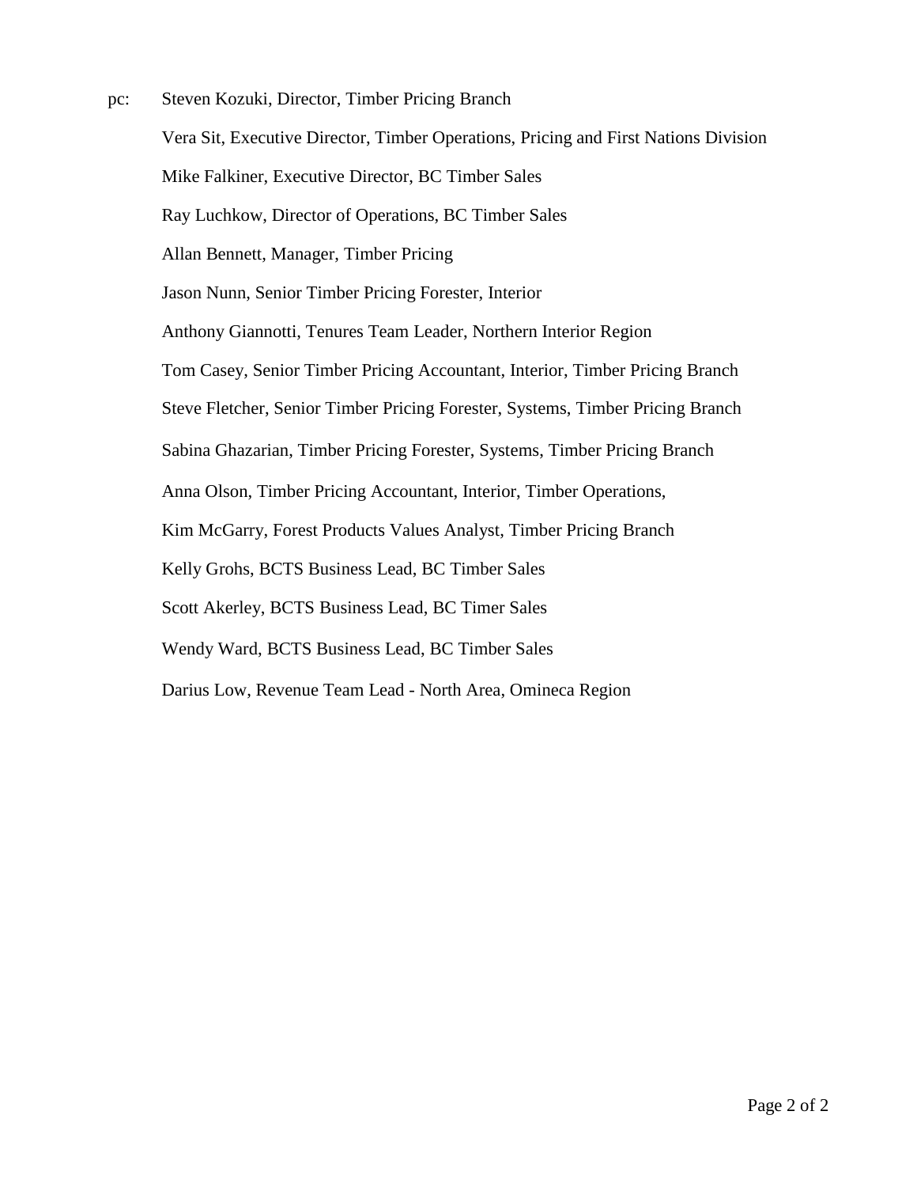pc: Steven Kozuki, Director, Timber Pricing Branch

Vera Sit, Executive Director, Timber Operations, Pricing and First Nations Division

Mike Falkiner, Executive Director, BC Timber Sales

Ray Luchkow, Director of Operations, BC Timber Sales

Allan Bennett, Manager, Timber Pricing

Jason Nunn, Senior Timber Pricing Forester, Interior

Anthony Giannotti, Tenures Team Leader, Northern Interior Region

Tom Casey, Senior Timber Pricing Accountant, Interior, Timber Pricing Branch

Steve Fletcher, Senior Timber Pricing Forester, Systems, Timber Pricing Branch

Sabina Ghazarian, Timber Pricing Forester, Systems, Timber Pricing Branch

Anna Olson, Timber Pricing Accountant, Interior, Timber Operations,

Kim McGarry, Forest Products Values Analyst, Timber Pricing Branch

Kelly Grohs, BCTS Business Lead, BC Timber Sales

Scott Akerley, BCTS Business Lead, BC Timer Sales

Wendy Ward, BCTS Business Lead, BC Timber Sales

Darius Low, Revenue Team Lead - North Area, Omineca Region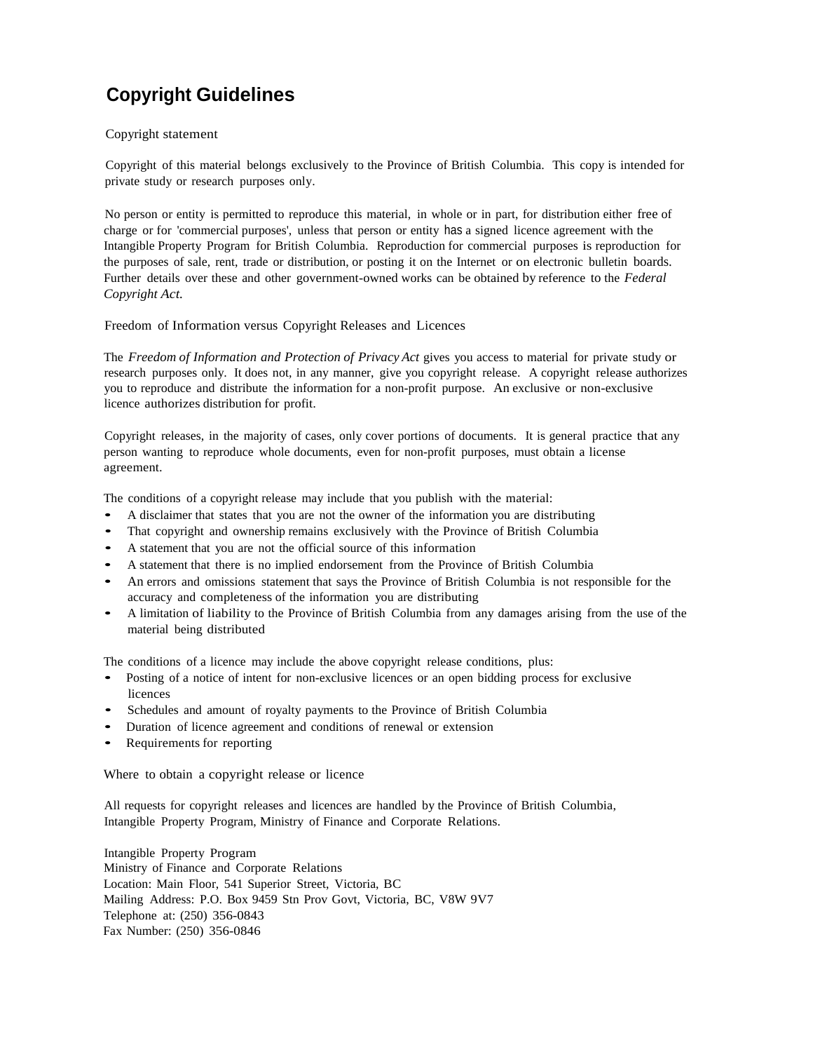# Copyright Guidelines

Copyright statement

Copyright of this material belongs exclusively to the Province of British Columbia. This copy is intended for private study or research purposes only.

No person or entity is permitted to reproduce this material, in whole or in part, for distribution either free of charge or for 'commercial purposes', unless that person or entity has a signed licence agreement with the Intangible Property Program for British Columbia. Reproduction for commercial purposes is reproduction for the purposes of sale, rent, trade or distribution, or posting it on the Internet or on electronic bulletin boards. Further details over these and other government-owned works can be obtained by reference to the *Federal Copyright Act.*

Freedom of Information versus Copyright Releases and Licences

The *Freedom of Information and Protection of Privacy Act* gives you access to material for private study or research purposes only. It does not, in any manner, give you copyright release. A copyright release authorizes you to reproduce and distribute the information for a non-profit purpose. An exclusive or non-exclusive licence authorizes distribution for profit.

Copyright releases, in the majority of cases, only cover portions of documents. It is general practice that any person wanting to reproduce whole documents, even for non-profit purposes, must obtain a license agreement.

The conditions of a copyright release may include that you publish with the material:

- A disclaimer that states that you are not the owner of the information you are distributing
- That copyright and ownership remains exclusively with the Province of British Columbia
- A statement that you are not the official source of this information
- A statement that there is no implied endorsement from the Province of British Columbia
- An errors and omissions statement that says the Province of British Columbia is not responsible for the accuracy and completeness of the information you are distributing
- A limitation of liability to the Province of British Columbia from any damages arising from the use of the material being distributed

The conditions of a licence may include the above copyright release conditions, plus:

- Posting of a notice of intent for non-exclusive licences or an open bidding process for exclusive licences
- Schedules and amount of royalty payments to the Province of British Columbia
- Duration of licence agreement and conditions of renewal or extension
- Requirements for reporting

Where to obtain a copyright release or licence

All requests for copyright releases and licences are handled by the Province of British Columbia, Intangible Property Program, Ministry of Finance and Corporate Relations.

Intangible Property Program
Ministry of Finance and Corporate Relations
Location: Main Floor, 541 Superior Street, Victoria, BC
Mailing Address: P.O. Box 9459 Stn Prov Govt, Victoria, BC, V8W 9V7
Telephone at: (250) 356-0843
Fax Number: (250) 356-0846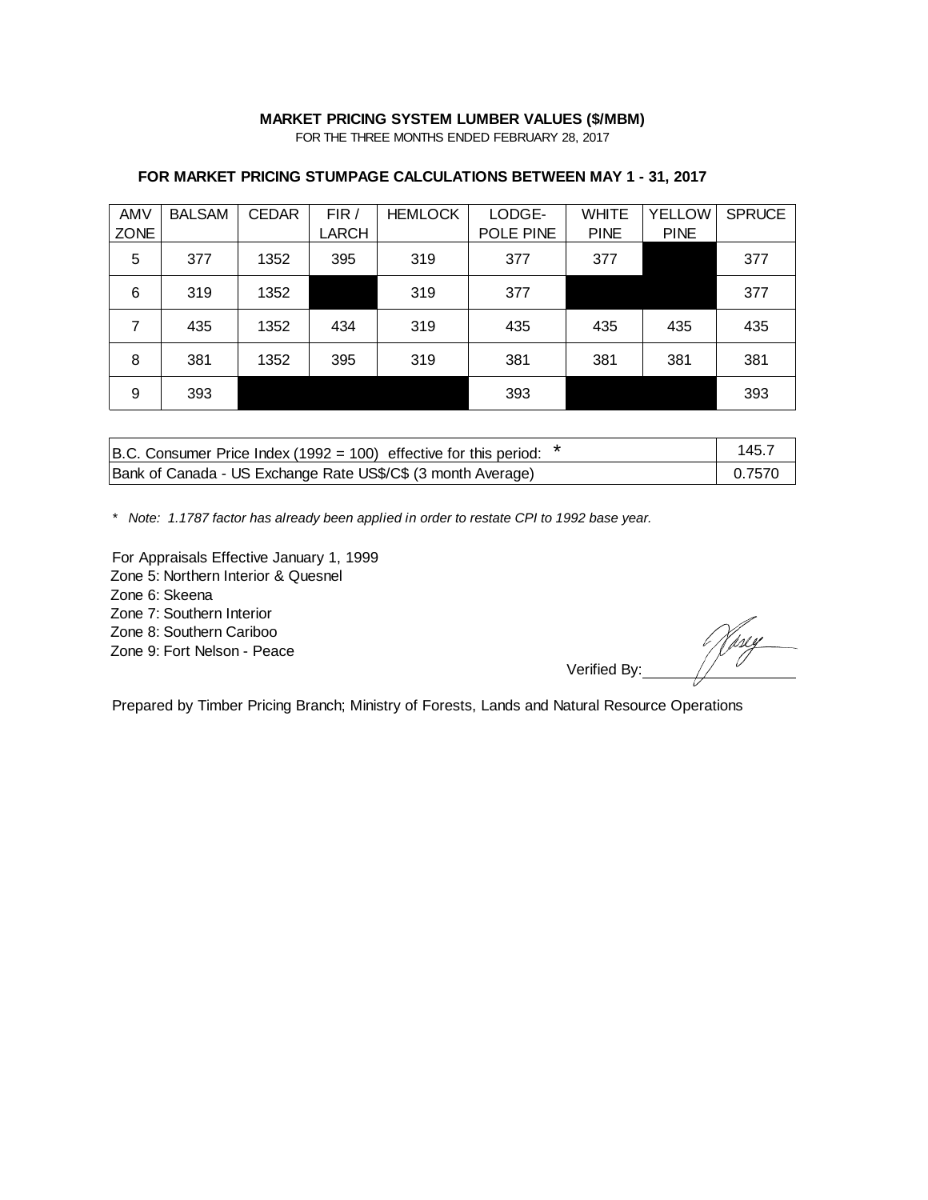**MARKET PRICING SYSTEM LUMBER VALUES ($/MBM)**

FOR THE THREE MONTHS ENDED FEBRUARY 28, 2017

**FOR MARKET PRICING STUMPAGE CALCULATIONS BETWEEN MAY 1 - 31, 2017**

| AMV ZONE | BALSAM | CEDAR | FIR / LARCH | HEMLOCK | LODGE-POLE PINE | WHITE PINE | YELLOW PINE | SPRUCE |
|---|---|---|---|---|---|---|---|---|
| 5 | 377 | 1352 | 395 | 319 | 377 | 377 | | 377 |
| 6 | 319 | 1352 | | 319 | 377 | | | 377 |
| 7 | 435 | 1352 | 434 | 319 | 435 | 435 | 435 | 435 |
| 8 | 381 | 1352 | 395 | 319 | 381 | 381 | 381 | 381 |
| 9 | 393 | | | | 393 | | | 393 |

| | |
|---|---|
| B.C. Consumer Price Index (1992 = 100) effective for this period: * | 145.7 |
| Bank of Canada - US Exchange Rate US$/C$ (3 month Average) | 0.7570 |

*\* Note: 1.1787 factor has already been applied in order to restate CPI to 1992 base year.*

For Appraisals Effective January 1, 1999
Zone 5: Northern Interior & Quesnel
Zone 6: Skeena
Zone 7: Southern Interior
Zone 8: Southern Cariboo
Zone 9: Fort Nelson - Peace

Verified By: ______________

Prepared by Timber Pricing Branch; Ministry of Forests, Lands and Natural Resource Operations